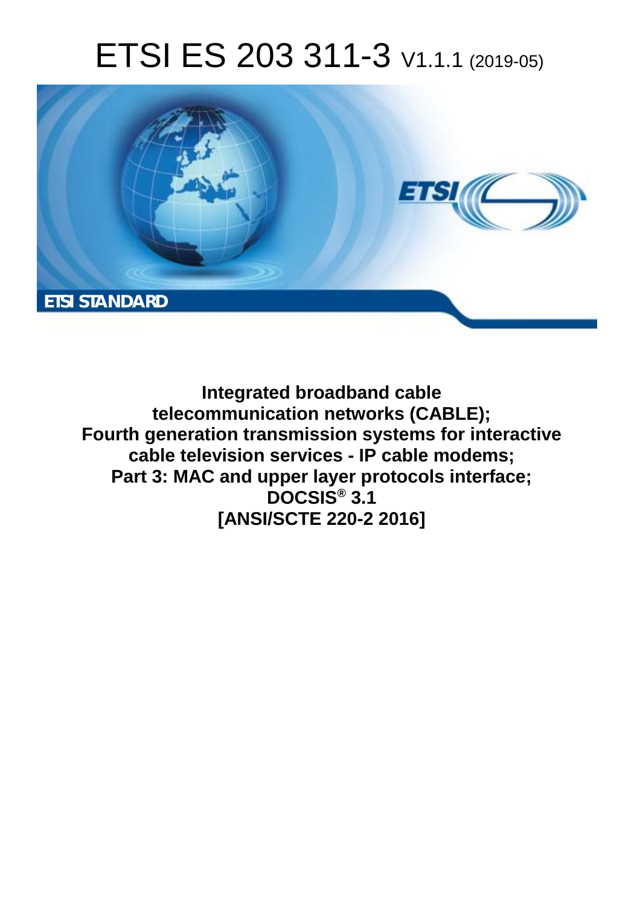# ETSI ES 203 311-3 V1.1.1 (2019-05)

ETSI STANDARD

**Integrated broadband cable telecommunication networks (CABLE); Fourth generation transmission systems for interactive cable television services - IP cable modems; Part 3: MAC and upper layer protocols interface; DOCSIS® 3.1 [ANSI/SCTE 220-2 2016]**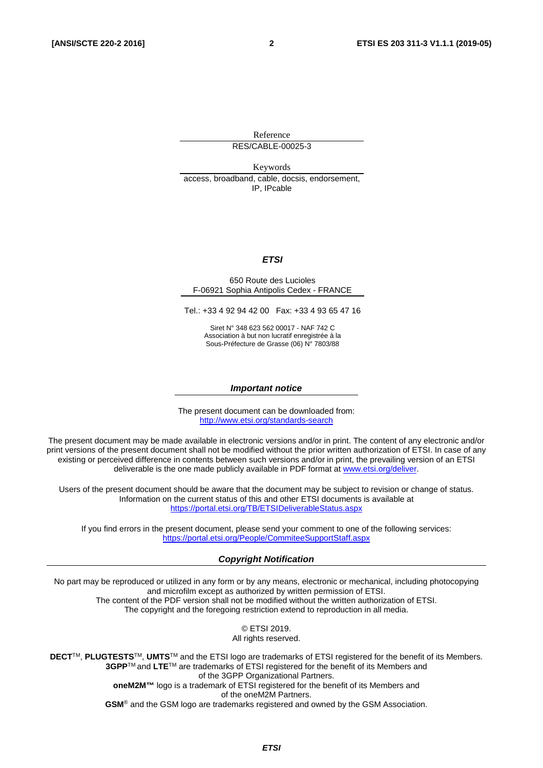Reference

RES/CABLE-00025-3

Keywords

access, broadband, cable, docsis, endorsement, IP, IPcable

***ETSI***

650 Route des Lucioles
F-06921 Sophia Antipolis Cedex - FRANCE

Tel.: +33 4 92 94 42 00   Fax: +33 4 93 65 47 16

Siret N° 348 623 562 00017 - NAF 742 C
Association à but non lucratif enregistrée à la
Sous-Préfecture de Grasse (06) N° 7803/88

***Important notice***

The present document can be downloaded from:
http://www.etsi.org/standards-search

The present document may be made available in electronic versions and/or in print. The content of any electronic and/or print versions of the present document shall not be modified without the prior written authorization of ETSI. In case of any existing or perceived difference in contents between such versions and/or in print, the prevailing version of an ETSI deliverable is the one made publicly available in PDF format at www.etsi.org/deliver.

Users of the present document should be aware that the document may be subject to revision or change of status. Information on the current status of this and other ETSI documents is available at https://portal.etsi.org/TB/ETSIDeliverableStatus.aspx

If you find errors in the present document, please send your comment to one of the following services:
https://portal.etsi.org/People/CommiteeSupportStaff.aspx

***Copyright Notification***

No part may be reproduced or utilized in any form or by any means, electronic or mechanical, including photocopying and microfilm except as authorized by written permission of ETSI.
The content of the PDF version shall not be modified without the written authorization of ETSI.
The copyright and the foregoing restriction extend to reproduction in all media.

© ETSI 2019.
All rights reserved.

**DECT**™, **PLUGTESTS**™, **UMTS**™ and the ETSI logo are trademarks of ETSI registered for the benefit of its Members.
**3GPP**™ and **LTE**™ are trademarks of ETSI registered for the benefit of its Members and of the 3GPP Organizational Partners.
**oneM2M™** logo is a trademark of ETSI registered for the benefit of its Members and of the oneM2M Partners.
**GSM**® and the GSM logo are trademarks registered and owned by the GSM Association.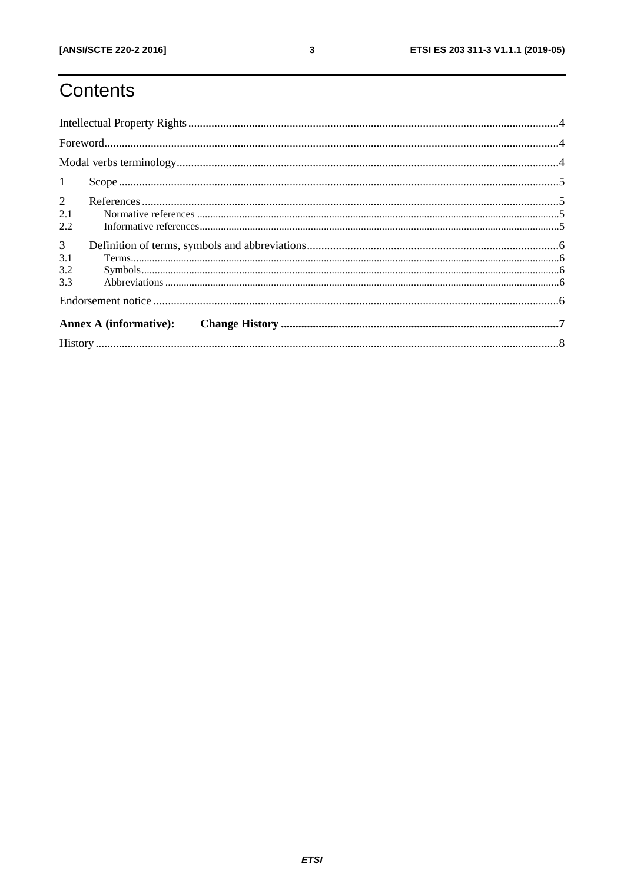# Contents

Intellectual Property Rights .....4

Foreword .....4

Modal verbs terminology .....4

1 Scope .....5

2 References .....5

2.1 Normative references .....5

2.2 Informative references .....5

3 Definition of terms, symbols and abbreviations .....6

3.1 Terms .....6

3.2 Symbols .....6

3.3 Abbreviations .....6

Endorsement notice .....6

**Annex A (informative): Change History .....7**

History .....8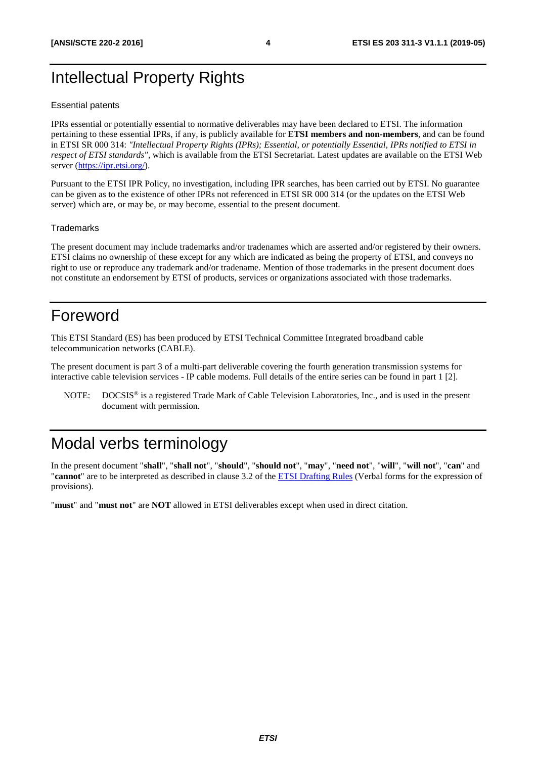# Intellectual Property Rights

## Essential patents

IPRs essential or potentially essential to normative deliverables may have been declared to ETSI. The information pertaining to these essential IPRs, if any, is publicly available for **ETSI members and non-members**, and can be found in ETSI SR 000 314: *"Intellectual Property Rights (IPRs); Essential, or potentially Essential, IPRs notified to ETSI in respect of ETSI standards"*, which is available from the ETSI Secretariat. Latest updates are available on the ETSI Web server (https://ipr.etsi.org/).

Pursuant to the ETSI IPR Policy, no investigation, including IPR searches, has been carried out by ETSI. No guarantee can be given as to the existence of other IPRs not referenced in ETSI SR 000 314 (or the updates on the ETSI Web server) which are, or may be, or may become, essential to the present document.

## Trademarks

The present document may include trademarks and/or tradenames which are asserted and/or registered by their owners. ETSI claims no ownership of these except for any which are indicated as being the property of ETSI, and conveys no right to use or reproduce any trademark and/or tradename. Mention of those trademarks in the present document does not constitute an endorsement by ETSI of products, services or organizations associated with those trademarks.

# Foreword

This ETSI Standard (ES) has been produced by ETSI Technical Committee Integrated broadband cable telecommunication networks (CABLE).

The present document is part 3 of a multi-part deliverable covering the fourth generation transmission systems for interactive cable television services - IP cable modems. Full details of the entire series can be found in part 1 [2].

NOTE: DOCSIS® is a registered Trade Mark of Cable Television Laboratories, Inc., and is used in the present document with permission.

# Modal verbs terminology

In the present document "**shall**", "**shall not**", "**should**", "**should not**", "**may**", "**need not**", "**will**", "**will not**", "**can**" and "**cannot**" are to be interpreted as described in clause 3.2 of the ETSI Drafting Rules (Verbal forms for the expression of provisions).

"**must**" and "**must not**" are **NOT** allowed in ETSI deliverables except when used in direct citation.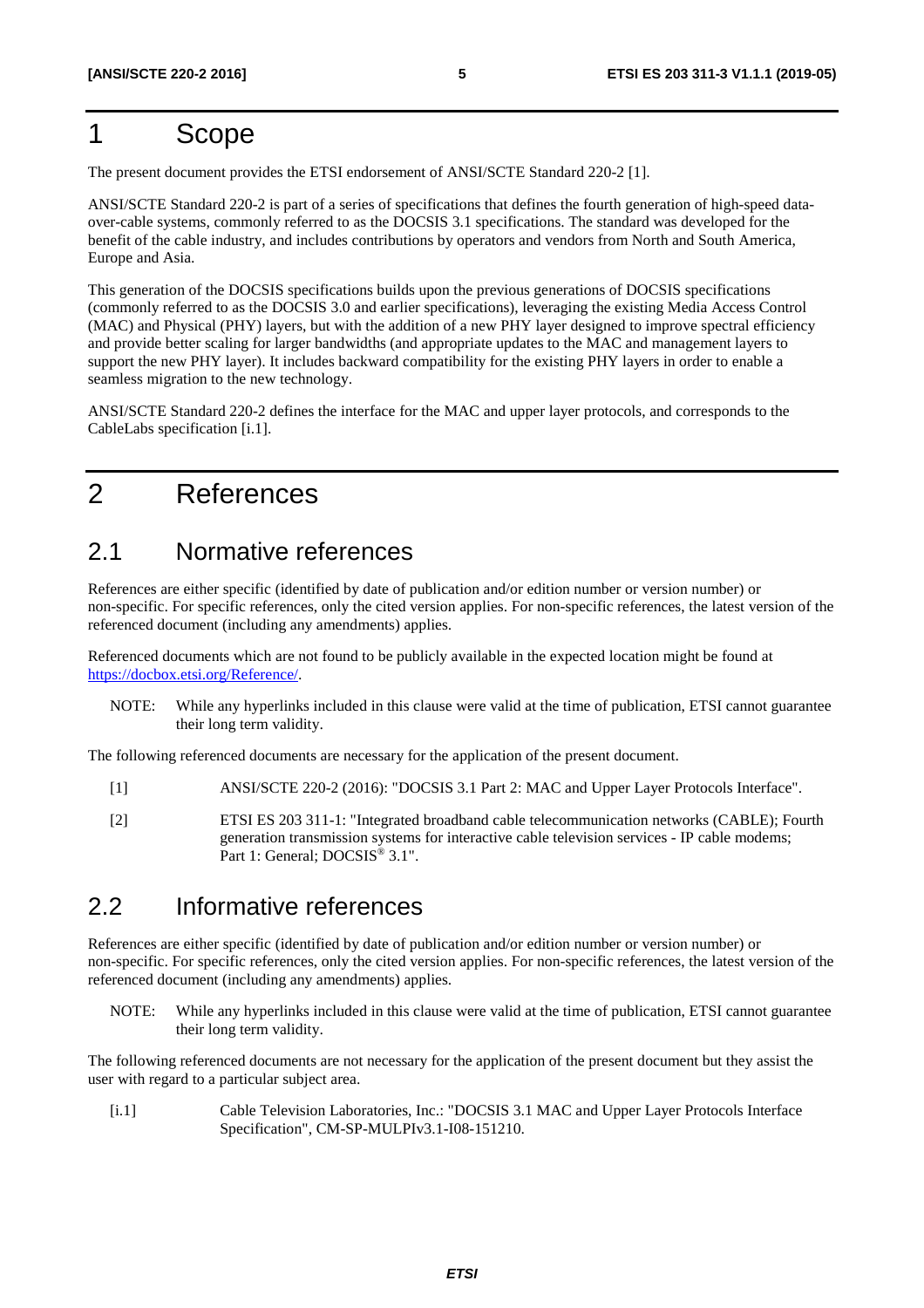# 1 Scope

The present document provides the ETSI endorsement of ANSI/SCTE Standard 220-2 [1].

ANSI/SCTE Standard 220-2 is part of a series of specifications that defines the fourth generation of high-speed data-over-cable systems, commonly referred to as the DOCSIS 3.1 specifications. The standard was developed for the benefit of the cable industry, and includes contributions by operators and vendors from North and South America, Europe and Asia.

This generation of the DOCSIS specifications builds upon the previous generations of DOCSIS specifications (commonly referred to as the DOCSIS 3.0 and earlier specifications), leveraging the existing Media Access Control (MAC) and Physical (PHY) layers, but with the addition of a new PHY layer designed to improve spectral efficiency and provide better scaling for larger bandwidths (and appropriate updates to the MAC and management layers to support the new PHY layer). It includes backward compatibility for the existing PHY layers in order to enable a seamless migration to the new technology.

ANSI/SCTE Standard 220-2 defines the interface for the MAC and upper layer protocols, and corresponds to the CableLabs specification [i.1].

# 2 References

## 2.1 Normative references

References are either specific (identified by date of publication and/or edition number or version number) or non-specific. For specific references, only the cited version applies. For non-specific references, the latest version of the referenced document (including any amendments) applies.

Referenced documents which are not found to be publicly available in the expected location might be found at https://docbox.etsi.org/Reference/.

NOTE: While any hyperlinks included in this clause were valid at the time of publication, ETSI cannot guarantee their long term validity.

The following referenced documents are necessary for the application of the present document.

[1] ANSI/SCTE 220-2 (2016): "DOCSIS 3.1 Part 2: MAC and Upper Layer Protocols Interface".

[2] ETSI ES 203 311-1: "Integrated broadband cable telecommunication networks (CABLE); Fourth generation transmission systems for interactive cable television services - IP cable modems; Part 1: General; DOCSIS® 3.1".

## 2.2 Informative references

References are either specific (identified by date of publication and/or edition number or version number) or non-specific. For specific references, only the cited version applies. For non-specific references, the latest version of the referenced document (including any amendments) applies.

NOTE: While any hyperlinks included in this clause were valid at the time of publication, ETSI cannot guarantee their long term validity.

The following referenced documents are not necessary for the application of the present document but they assist the user with regard to a particular subject area.

[i.1] Cable Television Laboratories, Inc.: "DOCSIS 3.1 MAC and Upper Layer Protocols Interface Specification", CM-SP-MULPIv3.1-I08-151210.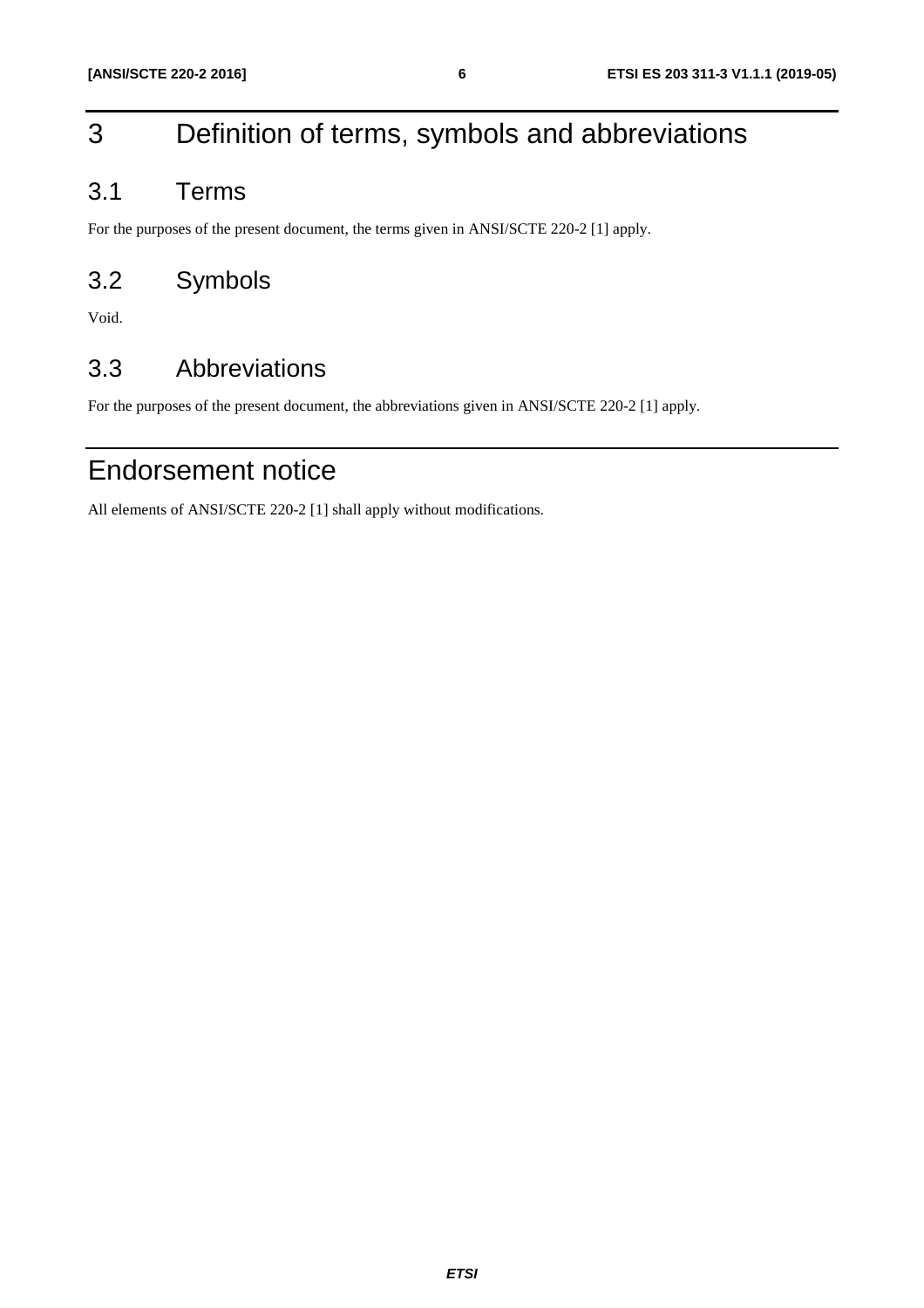# 3 Definition of terms, symbols and abbreviations

## 3.1 Terms

For the purposes of the present document, the terms given in ANSI/SCTE 220-2 [1] apply.

## 3.2 Symbols

Void.

## 3.3 Abbreviations

For the purposes of the present document, the abbreviations given in ANSI/SCTE 220-2 [1] apply.

# Endorsement notice

All elements of ANSI/SCTE 220-2 [1] shall apply without modifications.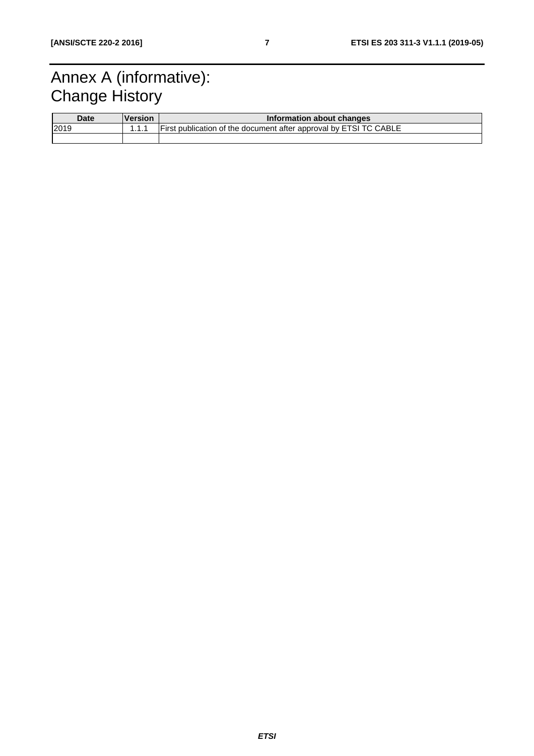# Annex A (informative): Change History

| Date | Version | Information about changes |
|---|---|---|
| 2019 | 1.1.1 | First publication of the document after approval by ETSI TC CABLE |
| | | |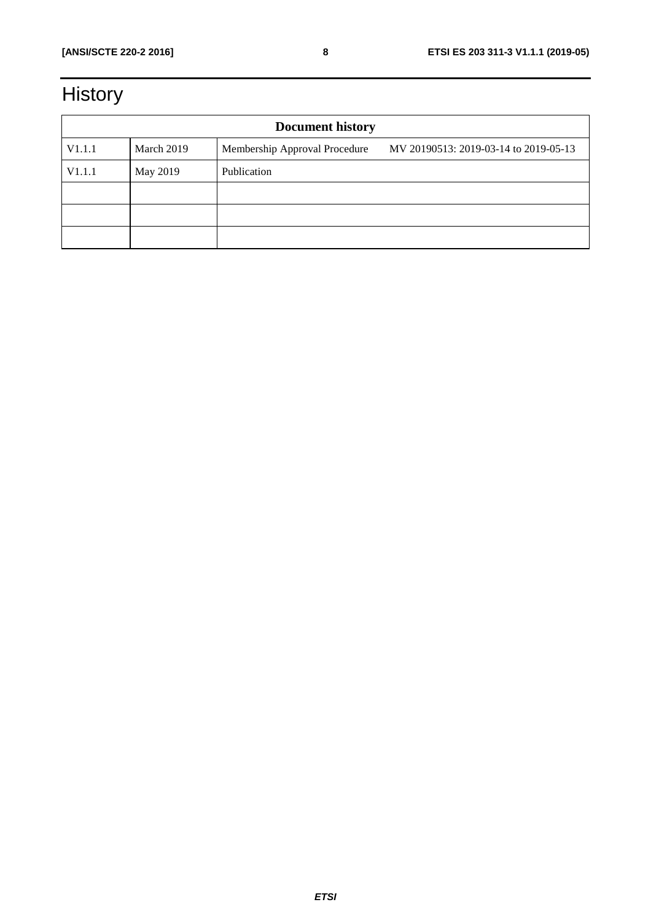# History

| Document history | | |
|---|---|---|
| V1.1.1 | March 2019 | Membership Approval Procedure MV 20190513: 2019-03-14 to 2019-05-13 |
| V1.1.1 | May 2019 | Publication |
| | | |
| | | |
| | | |